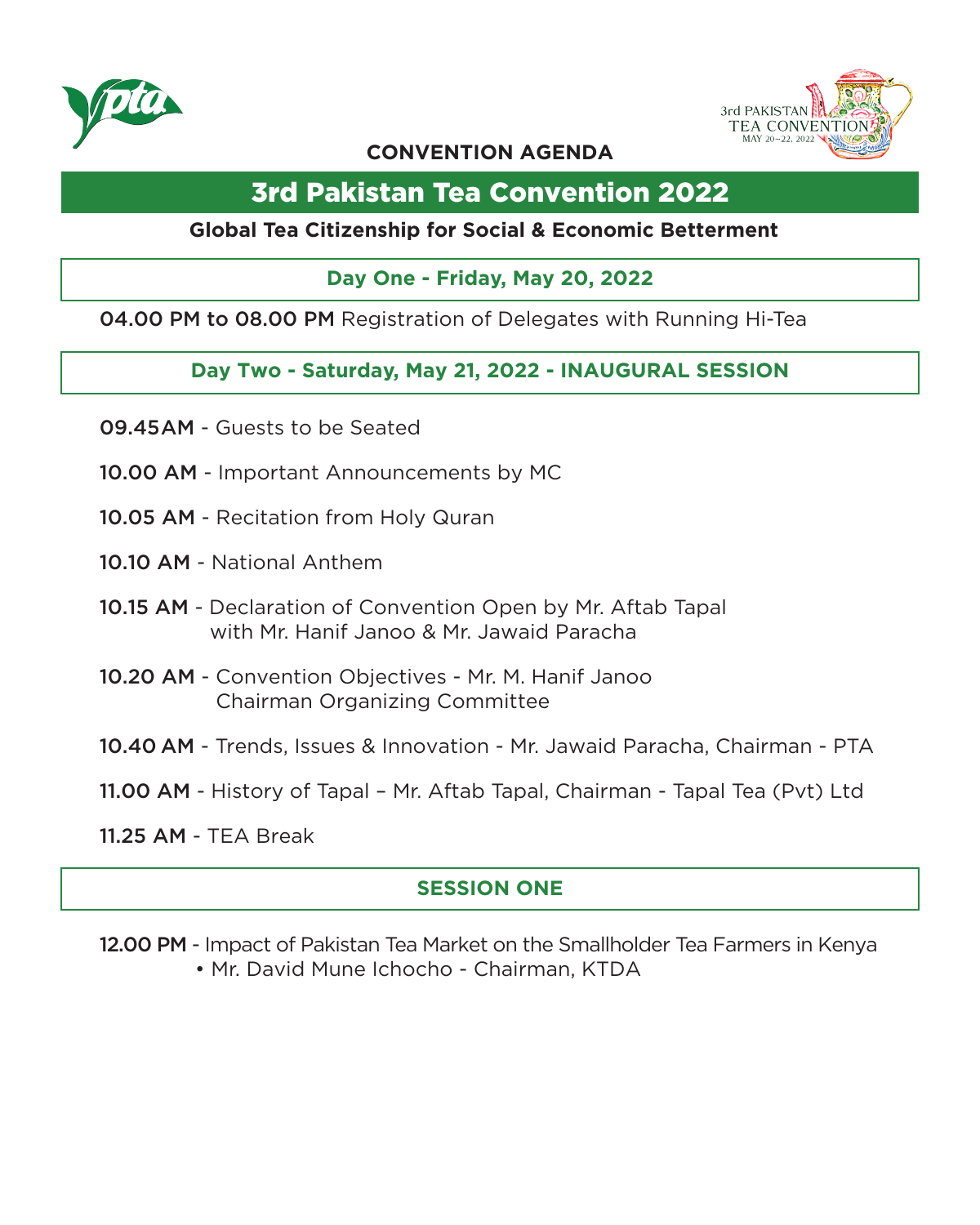**CONVENTION AGENDA**

3rd PAKISTAN TEA CONVENTION MAY 20~22, 2022

# 3rd Pakistan Tea Convention 2022

**Global Tea Citizenship for Social & Economic Betterment**

## Day One - Friday, May 20, 2022

**04.00 PM to 08.00 PM** Registration of Delegates with Running Hi-Tea

## Day Two - Saturday, May 21, 2022 - INAUGURAL SESSION

**09.45AM** - Guests to be Seated

**10.00 AM** - Important Announcements by MC

**10.05 AM** - Recitation from Holy Quran

**10.10 AM** - National Anthem

**10.15 AM** - Declaration of Convention Open by Mr. Aftab Tapal with Mr. Hanif Janoo & Mr. Jawaid Paracha

**10.20 AM** - Convention Objectives - Mr. M. Hanif Janoo Chairman Organizing Committee

**10.40 AM** - Trends, Issues & Innovation - Mr. Jawaid Paracha, Chairman - PTA

**11.00 AM** - History of Tapal – Mr. Aftab Tapal, Chairman - Tapal Tea (Pvt) Ltd

**11.25 AM** - TEA Break

## SESSION ONE

**12.00 PM** - Impact of Pakistan Tea Market on the Smallholder Tea Farmers in Kenya

- Mr. David Mune Ichocho - Chairman, KTDA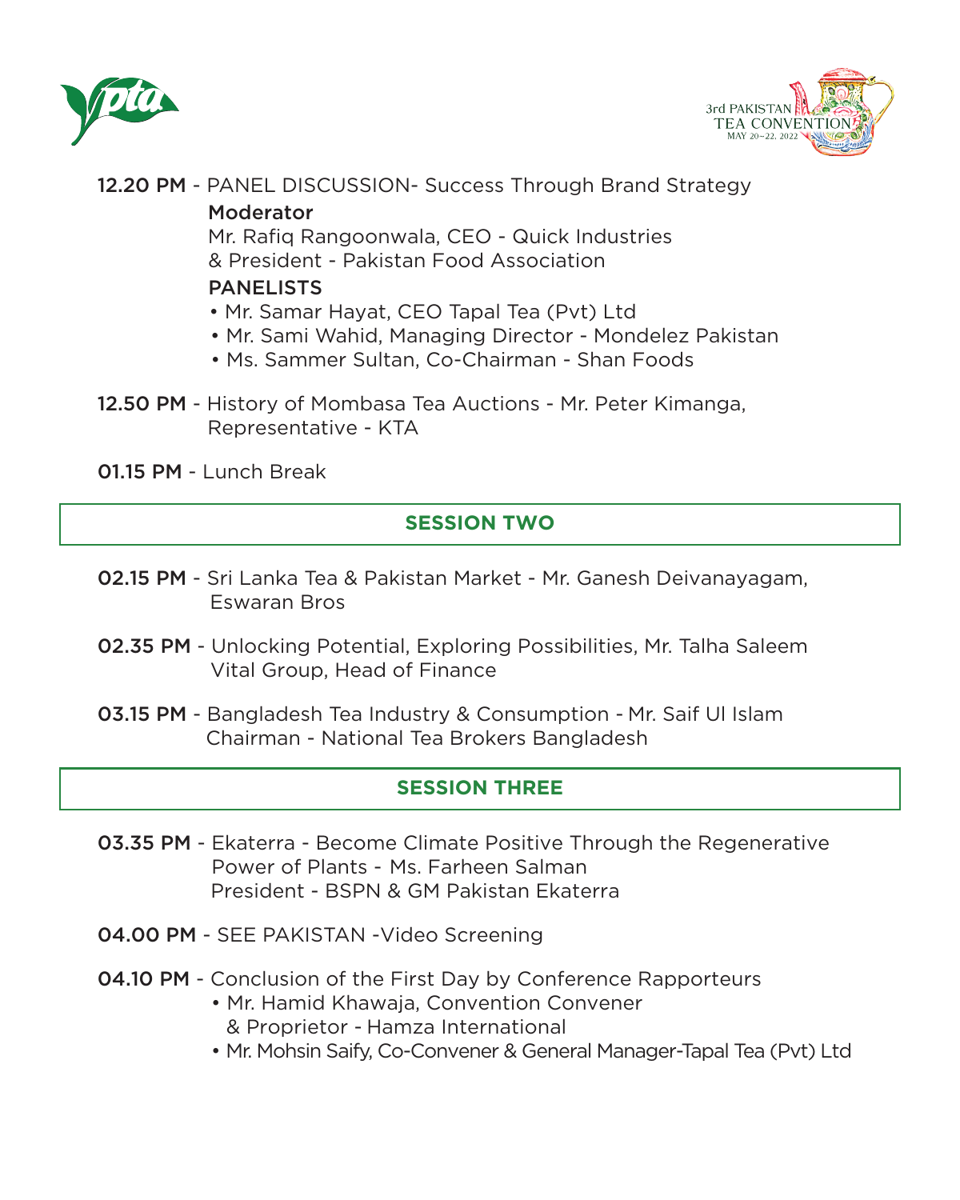**12.20 PM** - PANEL DISCUSSION- Success Through Brand Strategy

**Moderator**

Mr. Rafiq Rangoonwala, CEO - Quick Industries
& President - Pakistan Food Association

**PANELISTS**

- Mr. Samar Hayat, CEO Tapal Tea (Pvt) Ltd
- Mr. Sami Wahid, Managing Director - Mondelez Pakistan
- Ms. Sammer Sultan, Co-Chairman - Shan Foods

**12.50 PM** - History of Mombasa Tea Auctions - Mr. Peter Kimanga, Representative - KTA

**01.15 PM** - Lunch Break

## SESSION TWO

**02.15 PM** - Sri Lanka Tea & Pakistan Market - Mr. Ganesh Deivanayagam, Eswaran Bros

**02.35 PM** - Unlocking Potential, Exploring Possibilities, Mr. Talha Saleem Vital Group, Head of Finance

**03.15 PM** - Bangladesh Tea Industry & Consumption - Mr. Saif Ul Islam Chairman - National Tea Brokers Bangladesh

## SESSION THREE

**03.35 PM** - Ekaterra - Become Climate Positive Through the Regenerative Power of Plants - Ms. Farheen Salman President - BSPN & GM Pakistan Ekaterra

**04.00 PM** - SEE PAKISTAN -Video Screening

**04.10 PM** - Conclusion of the First Day by Conference Rapporteurs

- Mr. Hamid Khawaja, Convention Convener & Proprietor - Hamza International
- Mr. Mohsin Saify, Co-Convener & General Manager-Tapal Tea (Pvt) Ltd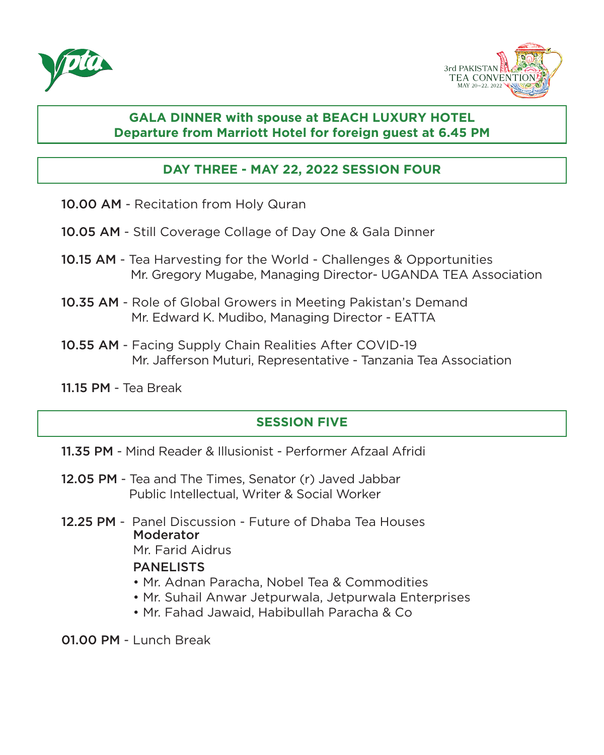**GALA DINNER with spouse at BEACH LUXURY HOTEL**
**Departure from Marriott Hotel for foreign guest at 6.45 PM**

## DAY THREE - MAY 22, 2022 SESSION FOUR

**10.00 AM** - Recitation from Holy Quran

**10.05 AM** - Still Coverage Collage of Day One & Gala Dinner

**10.15 AM** - Tea Harvesting for the World - Challenges & Opportunities
Mr. Gregory Mugabe, Managing Director- UGANDA TEA Association

**10.35 AM** - Role of Global Growers in Meeting Pakistan's Demand
Mr. Edward K. Mudibo, Managing Director - EATTA

**10.55 AM** - Facing Supply Chain Realities After COVID-19
Mr. Jafferson Muturi, Representative - Tanzania Tea Association

**11.15 PM** - Tea Break

## SESSION FIVE

**11.35 PM** - Mind Reader & Illusionist - Performer Afzaal Afridi

**12.05 PM** - Tea and The Times, Senator (r) Javed Jabbar
Public Intellectual, Writer & Social Worker

**12.25 PM** - Panel Discussion - Future of Dhaba Tea Houses

Moderator
Mr. Farid Aidrus

PANELISTS
- Mr. Adnan Paracha, Nobel Tea & Commodities
- Mr. Suhail Anwar Jetpurwala, Jetpurwala Enterprises
- Mr. Fahad Jawaid, Habibullah Paracha & Co

**01.00 PM** - Lunch Break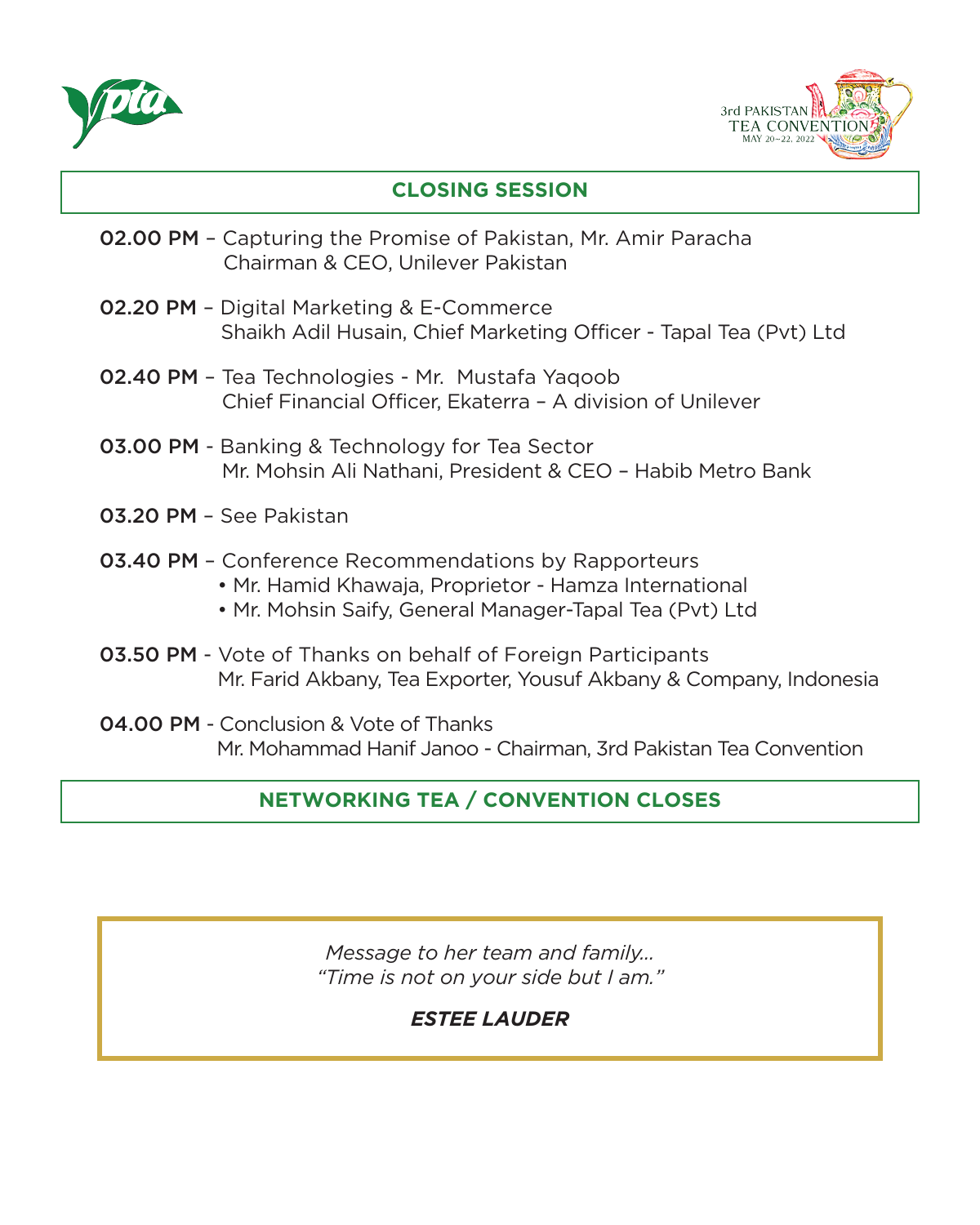3rd PAKISTAN TEA CONVENTION
MAY 20~22, 2022

## CLOSING SESSION

**02.00 PM** – Capturing the Promise of Pakistan, Mr. Amir Paracha
Chairman & CEO, Unilever Pakistan

**02.20 PM** – Digital Marketing & E-Commerce
Shaikh Adil Husain, Chief Marketing Officer - Tapal Tea (Pvt) Ltd

**02.40 PM** – Tea Technologies - Mr. Mustafa Yaqoob
Chief Financial Officer, Ekaterra – A division of Unilever

**03.00 PM** - Banking & Technology for Tea Sector
Mr. Mohsin Ali Nathani, President & CEO – Habib Metro Bank

**03.20 PM** – See Pakistan

**03.40 PM** – Conference Recommendations by Rapporteurs
- Mr. Hamid Khawaja, Proprietor - Hamza International
- Mr. Mohsin Saify, General Manager-Tapal Tea (Pvt) Ltd

**03.50 PM** - Vote of Thanks on behalf of Foreign Participants
Mr. Farid Akbany, Tea Exporter, Yousuf Akbany & Company, Indonesia

**04.00 PM** - Conclusion & Vote of Thanks
Mr. Mohammad Hanif Janoo - Chairman, 3rd Pakistan Tea Convention

## NETWORKING TEA / CONVENTION CLOSES

*Message to her team and family...*
*“Time is not on your side but I am.”*

***ESTEE LAUDER***